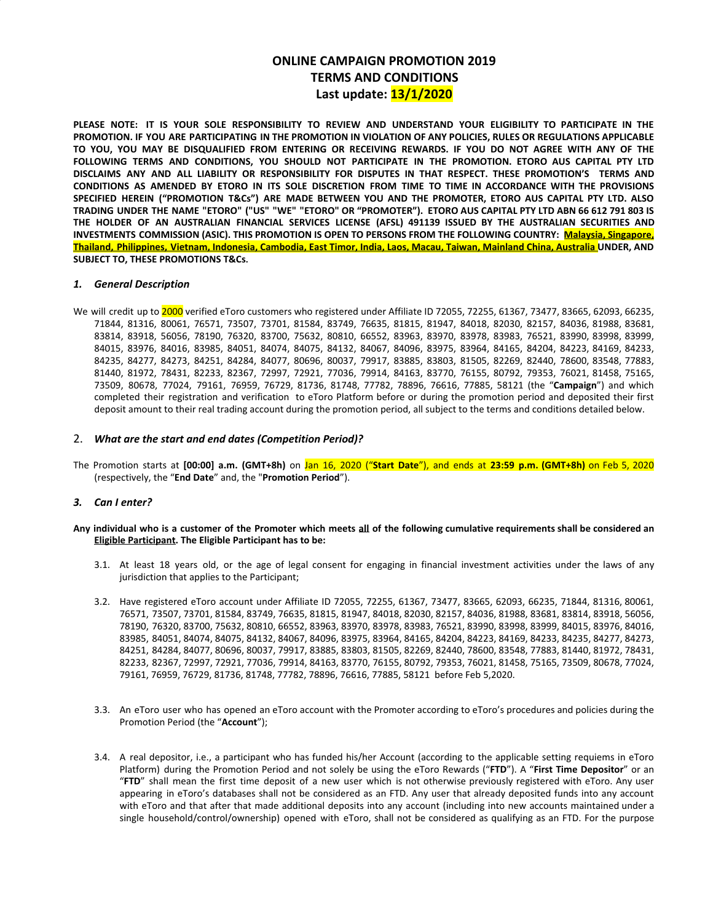# ONLINE CAMPAIGN PROMOTION 2019
# TERMS AND CONDITIONS
# Last update: 13/1/2020

**PLEASE NOTE: IT IS YOUR SOLE RESPONSIBILITY TO REVIEW AND UNDERSTAND YOUR ELIGIBILITY TO PARTICIPATE IN THE PROMOTION. IF YOU ARE PARTICIPATING IN THE PROMOTION IN VIOLATION OF ANY POLICIES, RULES OR REGULATIONS APPLICABLE TO YOU, YOU MAY BE DISQUALIFIED FROM ENTERING OR RECEIVING REWARDS. IF YOU DO NOT AGREE WITH ANY OF THE FOLLOWING TERMS AND CONDITIONS, YOU SHOULD NOT PARTICIPATE IN THE PROMOTION. ETORO AUS CAPITAL PTY LTD DISCLAIMS ANY AND ALL LIABILITY OR RESPONSIBILITY FOR DISPUTES IN THAT RESPECT. THESE PROMOTION'S TERMS AND CONDITIONS AS AMENDED BY ETORO IN ITS SOLE DISCRETION FROM TIME TO TIME IN ACCORDANCE WITH THE PROVISIONS SPECIFIED HEREIN ("PROMOTION T&Cs") ARE MADE BETWEEN YOU AND THE PROMOTER, ETORO AUS CAPITAL PTY LTD. ALSO TRADING UNDER THE NAME "ETORO" ("US" "WE" "ETORO" OR "PROMOTER"). ETORO AUS CAPITAL PTY LTD ABN 66 612 791 803 IS THE HOLDER OF AN AUSTRALIAN FINANCIAL SERVICES LICENSE (AFSL) 491139 ISSUED BY THE AUSTRALIAN SECURITIES AND INVESTMENTS COMMISSION (ASIC). THIS PROMOTION IS OPEN TO PERSONS FROM THE FOLLOWING COUNTRY: Malaysia, Singapore, Thailand, Philippines, Vietnam, Indonesia, Cambodia, East Timor, India, Laos, Macau, Taiwan, Mainland China, Australia UNDER, AND SUBJECT TO, THESE PROMOTIONS T&Cs.**

## 1. *General Description*

We will credit up to 2000 verified eToro customers who registered under Affiliate ID 72055, 72255, 61367, 73477, 83665, 62093, 66235, 71844, 81316, 80061, 76571, 73507, 73701, 81584, 83749, 76635, 81815, 81947, 84018, 82030, 82157, 84036, 81988, 83681, 83814, 83918, 56056, 78190, 76320, 83700, 75632, 80810, 66552, 83963, 83970, 83978, 83983, 76521, 83990, 83998, 83999, 84015, 83976, 84016, 83985, 84051, 84074, 84075, 84132, 84067, 84096, 83975, 83964, 84165, 84204, 84223, 84169, 84233, 84235, 84277, 84273, 84251, 84284, 84077, 80696, 80037, 79917, 83885, 83803, 81505, 82269, 82440, 78600, 83548, 77883, 81440, 81972, 78431, 82233, 82367, 72997, 72921, 77036, 79914, 84163, 83770, 76155, 80792, 79353, 76021, 81458, 75165, 73509, 80678, 77024, 79161, 76959, 76729, 81736, 81748, 77782, 78896, 76616, 77885, 58121 (the "**Campaign**") and which completed their registration and verification to eToro Platform before or during the promotion period and deposited their first deposit amount to their real trading account during the promotion period, all subject to the terms and conditions detailed below.

## 2. *What are the start and end dates (Competition Period)?*

The Promotion starts at **[00:00] a.m. (GMT+8h)** on Jan 16, 2020 ("**Start Date**"), and ends at **23:59 p.m. (GMT+8h)** on Feb 5, 2020 (respectively, the "**End Date**" and, the "**Promotion Period**").

## 3. *Can I enter?*

**Any individual who is a customer of the Promoter which meets all of the following cumulative requirements shall be considered an Eligible Participant. The Eligible Participant has to be:**

3.1. At least 18 years old, or the age of legal consent for engaging in financial investment activities under the laws of any jurisdiction that applies to the Participant;

3.2. Have registered eToro account under Affiliate ID 72055, 72255, 61367, 73477, 83665, 62093, 66235, 71844, 81316, 80061, 76571, 73507, 73701, 81584, 83749, 76635, 81815, 81947, 84018, 82030, 82157, 84036, 81988, 83681, 83814, 83918, 56056, 78190, 76320, 83700, 75632, 80810, 66552, 83963, 83970, 83978, 83983, 76521, 83990, 83998, 83999, 84015, 83976, 84016, 83985, 84051, 84074, 84075, 84132, 84067, 84096, 83975, 83964, 84165, 84204, 84223, 84169, 84233, 84235, 84277, 84273, 84251, 84284, 84077, 80696, 80037, 79917, 83885, 83803, 81505, 82269, 82440, 78600, 83548, 77883, 81440, 81972, 78431, 82233, 82367, 72997, 72921, 77036, 79914, 84163, 83770, 76155, 80792, 79353, 76021, 81458, 75165, 73509, 80678, 77024, 79161, 76959, 76729, 81736, 81748, 77782, 78896, 76616, 77885, 58121 before Feb 5,2020.

3.3. An eToro user who has opened an eToro account with the Promoter according to eToro's procedures and policies during the Promotion Period (the "**Account**");

3.4. A real depositor, i.e., a participant who has funded his/her Account (according to the applicable setting requiems in eToro Platform) during the Promotion Period and not solely be using the eToro Rewards ("**FTD**"). A "**First Time Depositor**" or an "**FTD**" shall mean the first time deposit of a new user which is not otherwise previously registered with eToro. Any user appearing in eToro's databases shall not be considered as an FTD. Any user that already deposited funds into any account with eToro and that after that made additional deposits into any account (including into new accounts maintained under a single household/control/ownership) opened with eToro, shall not be considered as qualifying as an FTD. For the purpose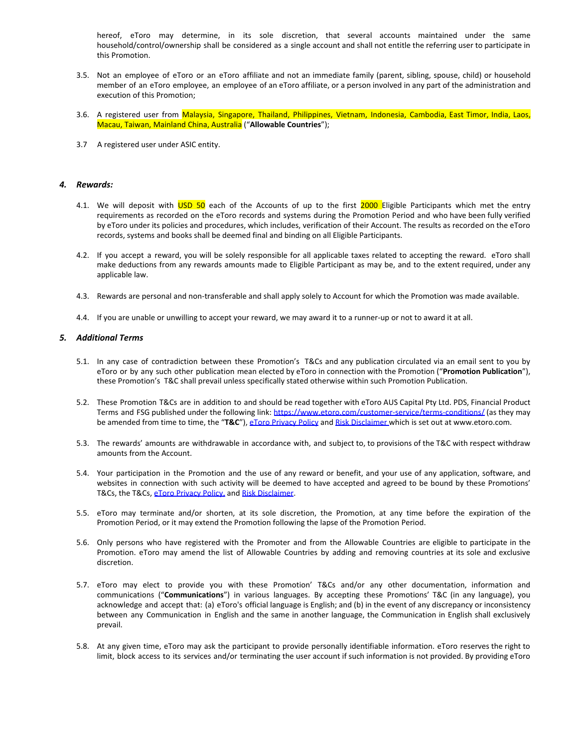hereof, eToro may determine, in its sole discretion, that several accounts maintained under the same household/control/ownership shall be considered as a single account and shall not entitle the referring user to participate in this Promotion.

3.5. Not an employee of eToro or an eToro affiliate and not an immediate family (parent, sibling, spouse, child) or household member of an eToro employee, an employee of an eToro affiliate, or a person involved in any part of the administration and execution of this Promotion;

3.6. A registered user from Malaysia, Singapore, Thailand, Philippines, Vietnam, Indonesia, Cambodia, East Timor, India, Laos, Macau, Taiwan, Mainland China, Australia ("**Allowable Countries**");

3.7 A registered user under ASIC entity.

## 4. *Rewards:*

4.1. We will deposit with USD 50 each of the Accounts of up to the first 2000 Eligible Participants which met the entry requirements as recorded on the eToro records and systems during the Promotion Period and who have been fully verified by eToro under its policies and procedures, which includes, verification of their Account. The results as recorded on the eToro records, systems and books shall be deemed final and binding on all Eligible Participants.

4.2. If you accept a reward, you will be solely responsible for all applicable taxes related to accepting the reward. eToro shall make deductions from any rewards amounts made to Eligible Participant as may be, and to the extent required, under any applicable law.

4.3. Rewards are personal and non-transferable and shall apply solely to Account for which the Promotion was made available.

4.4. If you are unable or unwilling to accept your reward, we may award it to a runner-up or not to award it at all.

## 5. *Additional Terms*

5.1. In any case of contradiction between these Promotion's T&Cs and any publication circulated via an email sent to you by eToro or by any such other publication mean elected by eToro in connection with the Promotion ("**Promotion Publication**"), these Promotion's T&C shall prevail unless specifically stated otherwise within such Promotion Publication.

5.2. These Promotion T&Cs are in addition to and should be read together with eToro AUS Capital Pty Ltd. PDS, Financial Product Terms and FSG published under the following link: https://www.etoro.com/customer-service/terms-conditions/ (as they may be amended from time to time, the "**T&C**"), eToro Privacy Policy and Risk Disclaimer which is set out at www.etoro.com.

5.3. The rewards' amounts are withdrawable in accordance with, and subject to, to provisions of the T&C with respect withdraw amounts from the Account.

5.4. Your participation in the Promotion and the use of any reward or benefit, and your use of any application, software, and websites in connection with such activity will be deemed to have accepted and agreed to be bound by these Promotions' T&Cs, the T&Cs, eToro Privacy Policy, and Risk Disclaimer.

5.5. eToro may terminate and/or shorten, at its sole discretion, the Promotion, at any time before the expiration of the Promotion Period, or it may extend the Promotion following the lapse of the Promotion Period.

5.6. Only persons who have registered with the Promoter and from the Allowable Countries are eligible to participate in the Promotion. eToro may amend the list of Allowable Countries by adding and removing countries at its sole and exclusive discretion.

5.7. eToro may elect to provide you with these Promotion' T&Cs and/or any other documentation, information and communications ("**Communications**") in various languages. By accepting these Promotions' T&C (in any language), you acknowledge and accept that: (a) eToro's official language is English; and (b) in the event of any discrepancy or inconsistency between any Communication in English and the same in another language, the Communication in English shall exclusively prevail.

5.8. At any given time, eToro may ask the participant to provide personally identifiable information. eToro reserves the right to limit, block access to its services and/or terminating the user account if such information is not provided. By providing eToro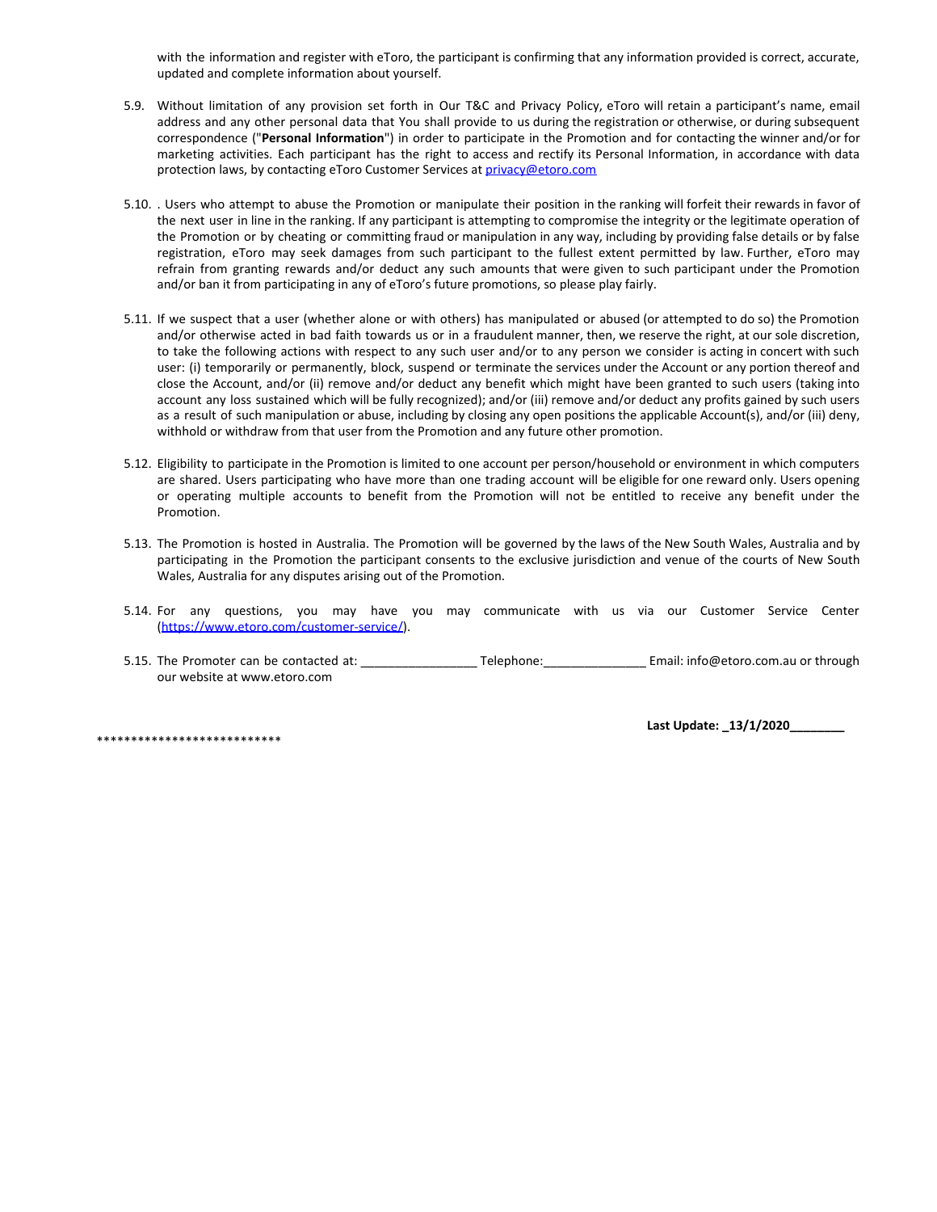with the information and register with eToro, the participant is confirming that any information provided is correct, accurate, updated and complete information about yourself.

5.9. Without limitation of any provision set forth in Our T&C and Privacy Policy, eToro will retain a participant's name, email address and any other personal data that You shall provide to us during the registration or otherwise, or during subsequent correspondence ("**Personal Information**") in order to participate in the Promotion and for contacting the winner and/or for marketing activities. Each participant has the right to access and rectify its Personal Information, in accordance with data protection laws, by contacting eToro Customer Services at [privacy@etoro.com](mailto:privacy@etoro.com)

5.10. . Users who attempt to abuse the Promotion or manipulate their position in the ranking will forfeit their rewards in favor of the next user in line in the ranking. If any participant is attempting to compromise the integrity or the legitimate operation of the Promotion or by cheating or committing fraud or manipulation in any way, including by providing false details or by false registration, eToro may seek damages from such participant to the fullest extent permitted by law. Further, eToro may refrain from granting rewards and/or deduct any such amounts that were given to such participant under the Promotion and/or ban it from participating in any of eToro's future promotions, so please play fairly.

5.11. If we suspect that a user (whether alone or with others) has manipulated or abused (or attempted to do so) the Promotion and/or otherwise acted in bad faith towards us or in a fraudulent manner, then, we reserve the right, at our sole discretion, to take the following actions with respect to any such user and/or to any person we consider is acting in concert with such user: (i) temporarily or permanently, block, suspend or terminate the services under the Account or any portion thereof and close the Account, and/or (ii) remove and/or deduct any benefit which might have been granted to such users (taking into account any loss sustained which will be fully recognized); and/or (iii) remove and/or deduct any profits gained by such users as a result of such manipulation or abuse, including by closing any open positions the applicable Account(s), and/or (iii) deny, withhold or withdraw from that user from the Promotion and any future other promotion.

5.12. Eligibility to participate in the Promotion is limited to one account per person/household or environment in which computers are shared. Users participating who have more than one trading account will be eligible for one reward only. Users opening or operating multiple accounts to benefit from the Promotion will not be entitled to receive any benefit under the Promotion.

5.13. The Promotion is hosted in Australia. The Promotion will be governed by the laws of the New South Wales, Australia and by participating in the Promotion the participant consents to the exclusive jurisdiction and venue of the courts of New South Wales, Australia for any disputes arising out of the Promotion.

5.14. For any questions, you may have you may communicate with us via our Customer Service Center ([https://www.etoro.com/customer-service/](https://www.etoro.com/customer-service/)).

5.15. The Promoter can be contacted at: _________________ Telephone:_______________ Email: info@etoro.com.au or through our website at www.etoro.com

**Last Update: _13/1/2020________**

***************************